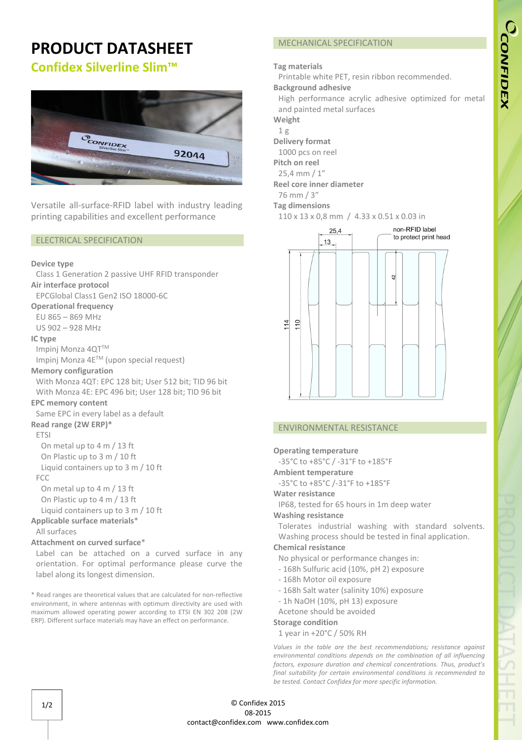# PRODUCT DATASHEET

## Confidex Silverline Slim™

Versatile all-surface-RFID label with industry leading printing capabilities and excellent performance

### ELECTRICAL SPECIFICATION

**Device type**
Class 1 Generation 2 passive UHF RFID transponder

**Air interface protocol**
EPCGlobal Class1 Gen2 ISO 18000-6C

**Operational frequency**
EU 865 – 869 MHz
US 902 – 928 MHz

**IC type**
Impinj Monza 4QT™
Impinj Monza 4E™ (upon special request)

**Memory configuration**
With Monza 4QT: EPC 128 bit; User 512 bit; TID 96 bit
With Monza 4E: EPC 496 bit; User 128 bit; TID 96 bit

**EPC memory content**
Same EPC in every label as a default

**Read range (2W ERP)***
ETSI
- On metal up to 4 m / 13 ft
- On Plastic up to 3 m / 10 ft
- Liquid containers up to 3 m / 10 ft

FCC
- On metal up to 4 m / 13 ft
- On Plastic up to 4 m / 13 ft
- Liquid containers up to 3 m / 10 ft

**Applicable surface materials***
All surfaces

**Attachment on curved surface***
Label can be attached on a curved surface in any orientation. For optimal performance please curve the label along its longest dimension.

\* Read ranges are theoretical values that are calculated for non-reflective environment, in where antennas with optimum directivity are used with maximum allowed operating power according to ETSI EN 302 208 (2W ERP). Different surface materials may have an effect on performance.

### MECHANICAL SPECIFICATION

**Tag materials**
Printable white PET, resin ribbon recommended.

**Background adhesive**
High performance acrylic adhesive optimized for metal and painted metal surfaces

**Weight**
1 g

**Delivery format**
1000 pcs on reel

**Pitch on reel**
25,4 mm / 1"

**Reel core inner diameter**
76 mm / 3"

**Tag dimensions**
110 x 13 x 0,8 mm / 4.33 x 0.51 x 0.03 in

25,4 — 13 — non-RFID label to protect print head — 42 — 114 — 110

### ENVIRONMENTAL RESISTANCE

**Operating temperature**
-35°C to +85°C / -31°F to +185°F

**Ambient temperature**
-35°C to +85°C /-31°F to +185°F

**Water resistance**
IP68, tested for 65 hours in 1m deep water

**Washing resistance**
Tolerates industrial washing with standard solvents. Washing process should be tested in final application.

**Chemical resistance**
No physical or performance changes in:
- 168h Sulfuric acid (10%, pH 2) exposure
- 168h Motor oil exposure
- 168h Salt water (salinity 10%) exposure
- 1h NaOH (10%, pH 13) exposure

Acetone should be avoided

**Storage condition**
1 year in +20°C / 50% RH

*Values in the table are the best recommendations; resistance against environmental conditions depends on the combination of all influencing factors, exposure duration and chemical concentrations. Thus, product's final suitability for certain environmental conditions is recommended to be tested. Contact Confidex for more specific information.*

© Confidex 2015
08-2015
contact@confidex.com www.confidex.com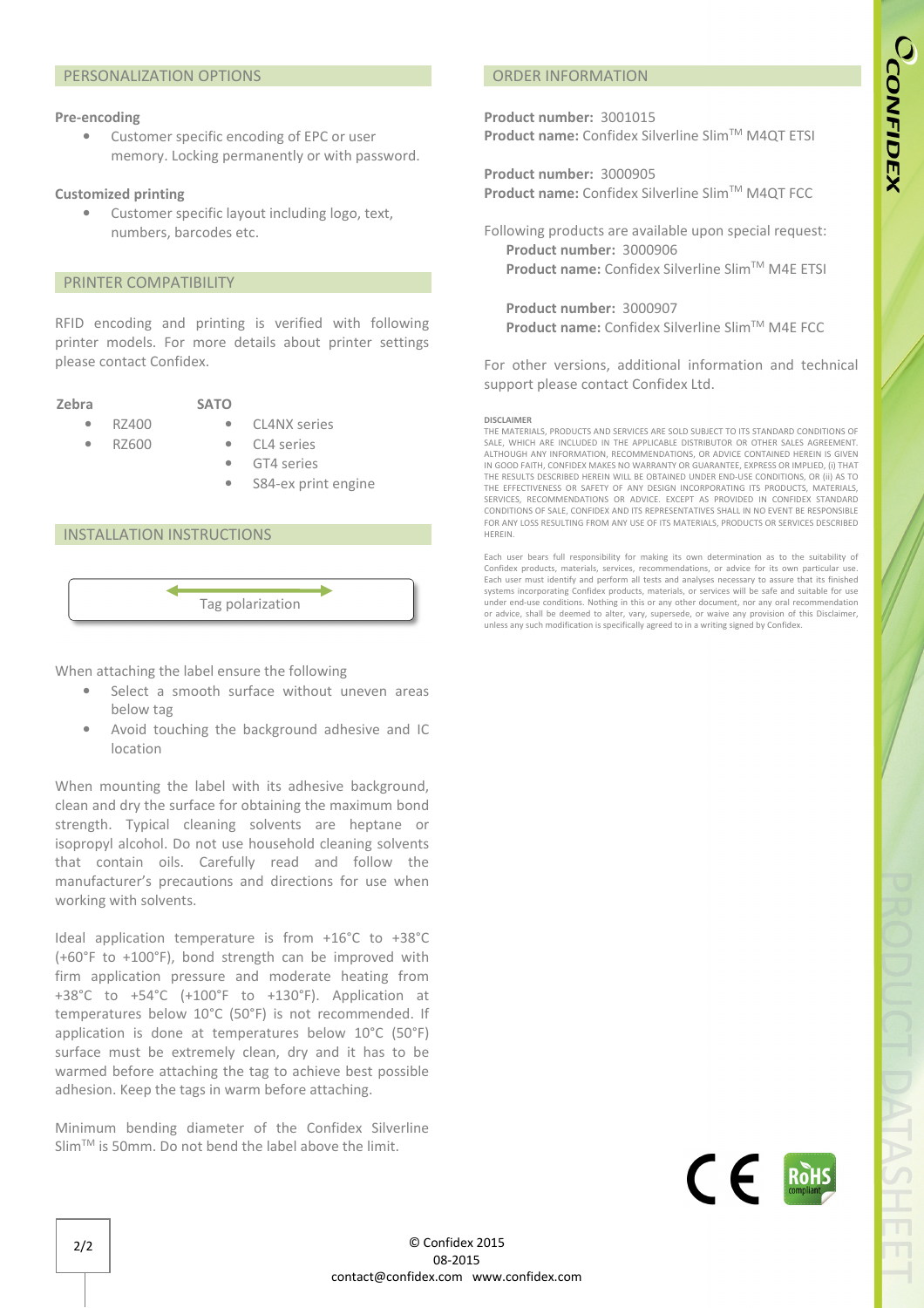## PERSONALIZATION OPTIONS

**Pre-encoding**

- Customer specific encoding of EPC or user memory. Locking permanently or with password.

**Customized printing**

- Customer specific layout including logo, text, numbers, barcodes etc.

## PRINTER COMPATIBILITY

RFID encoding and printing is verified with following printer models. For more details about printer settings please contact Confidex.

**Zebra**

- RZ400
- RZ600

**SATO**

- CL4NX series
- CL4 series
- GT4 series
- S84-ex print engine

## INSTALLATION INSTRUCTIONS

Tag polarization

When attaching the label ensure the following

- Select a smooth surface without uneven areas below tag
- Avoid touching the background adhesive and IC location

When mounting the label with its adhesive background, clean and dry the surface for obtaining the maximum bond strength. Typical cleaning solvents are heptane or isopropyl alcohol. Do not use household cleaning solvents that contain oils. Carefully read and follow the manufacturer's precautions and directions for use when working with solvents.

Ideal application temperature is from +16°C to +38°C (+60°F to +100°F), bond strength can be improved with firm application pressure and moderate heating from +38°C to +54°C (+100°F to +130°F). Application at temperatures below 10°C (50°F) is not recommended. If application is done at temperatures below 10°C (50°F) surface must be extremely clean, dry and it has to be warmed before attaching the tag to achieve best possible adhesion. Keep the tags in warm before attaching.

Minimum bending diameter of the Confidex Silverline Slim™ is 50mm. Do not bend the label above the limit.

## ORDER INFORMATION

**Product number:** 3001015
**Product name:** Confidex Silverline Slim™ M4QT ETSI

**Product number:** 3000905
**Product name:** Confidex Silverline Slim™ M4QT FCC

Following products are available upon special request:

**Product number:** 3000906
**Product name:** Confidex Silverline Slim™ M4E ETSI

**Product number:** 3000907
**Product name:** Confidex Silverline Slim™ M4E FCC

For other versions, additional information and technical support please contact Confidex Ltd.

**DISCLAIMER**

THE MATERIALS, PRODUCTS AND SERVICES ARE SOLD SUBJECT TO ITS STANDARD CONDITIONS OF SALE, WHICH ARE INCLUDED IN THE APPLICABLE DISTRIBUTOR OR OTHER SALES AGREEMENT. ALTHOUGH ANY INFORMATION, RECOMMENDATIONS, OR ADVICE CONTAINED HEREIN IS GIVEN IN GOOD FAITH, CONFIDEX MAKES NO WARRANTY OR GUARANTEE, EXPRESS OR IMPLIED, (i) THAT THE RESULTS DESCRIBED HEREIN WILL BE OBTAINED UNDER END-USE CONDITIONS, OR (ii) AS TO THE EFFECTIVENESS OR SAFETY OF ANY DESIGN INCORPORATING ITS PRODUCTS, MATERIALS, SERVICES, RECOMMENDATIONS OR ADVICE. EXCEPT AS PROVIDED IN CONFIDEX STANDARD CONDITIONS OF SALE, CONFIDEX AND ITS REPRESENTATIVES SHALL IN NO EVENT BE RESPONSIBLE FOR ANY LOSS RESULTING FROM ANY USE OF ITS MATERIALS, PRODUCTS OR SERVICES DESCRIBED HEREIN.

Each user bears full responsibility for making its own determination as to the suitability of Confidex products, materials, services, recommendations, or advice for its own particular use. Each user must identify and perform all tests and analyses necessary to assure that its finished systems incorporating Confidex products, materials, or services will be safe and suitable for use under end-use conditions. Nothing in this or any other document, nor any oral recommendation or advice, shall be deemed to alter, vary, supersede, or waive any provision of this Disclaimer, unless any such modification is specifically agreed to in a writing signed by Confidex.

© Confidex 2015
08-2015
contact@confidex.com www.confidex.com